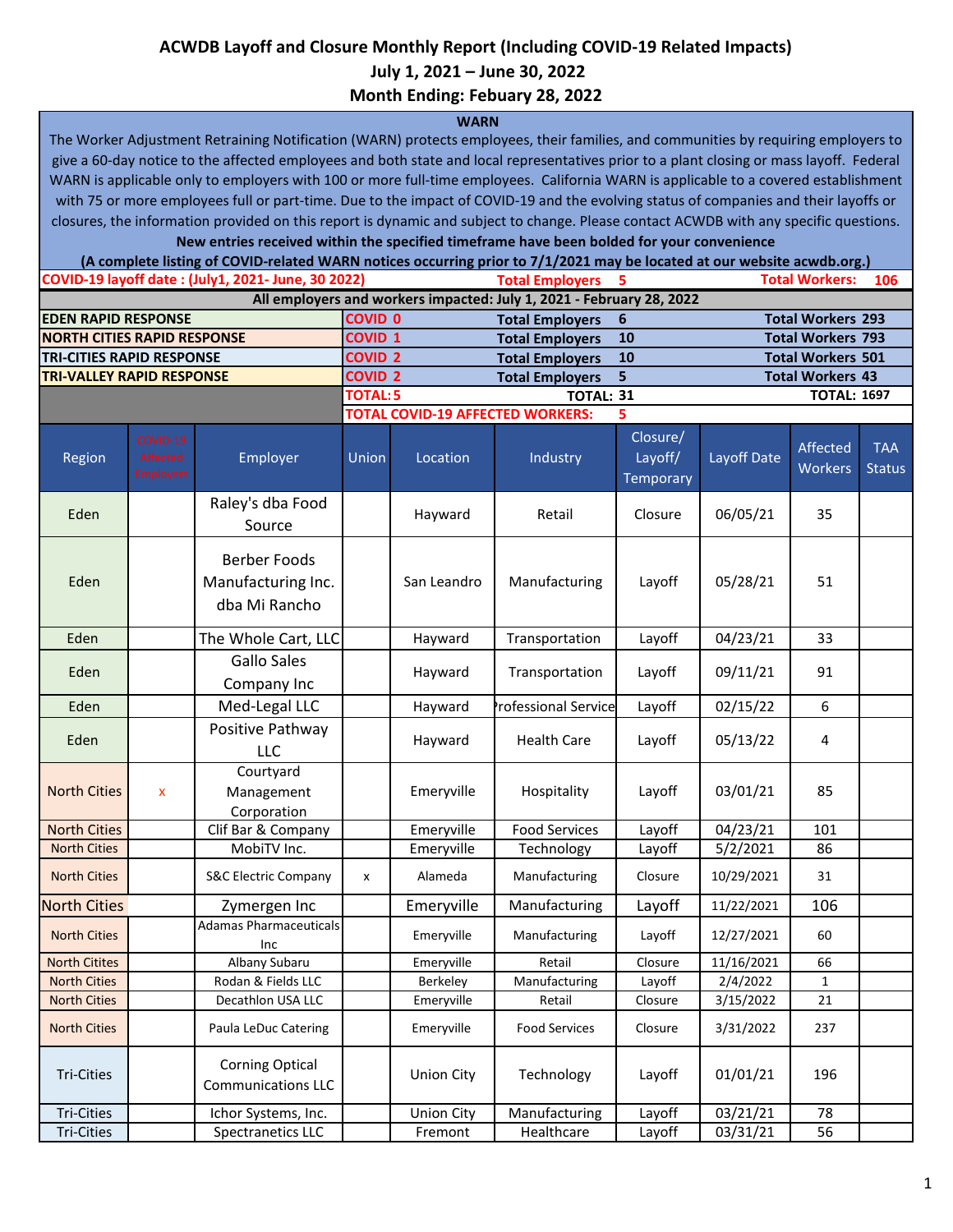# ACWDB Layoff and Closure Monthly Report (Including COVID-19 Related Impacts)

## July 1, 2021 – June 30, 2022

## Month Ending: Febuary 28, 2022

**WARN**

The Worker Adjustment Retraining Notification (WARN) protects employees, their families, and communities by requiring employers to give a 60-day notice to the affected employees and both state and local representatives prior to a plant closing or mass layoff. Federal WARN is applicable only to employers with 100 or more full-time employees. California WARN is applicable to a covered establishment with 75 or more employees full or part-time. Due to the impact of COVID-19 and the evolving status of companies and their layoffs or closures, the information provided on this report is dynamic and subject to change. Please contact ACWDB with any specific questions.

**New entries received within the specified timeframe have been bolded for your convenience**

**(A complete listing of COVID-related WARN notices occurring prior to 7/1/2021 may be located at our website acwdb.org.)**

**COVID-19 layoff date : (July1, 2021- June, 30 2022)** — **Total Employers 5** — **Total Workers: 106**

**All employers and workers impacted: July 1, 2021 - February 28, 2022**

| | | | |
|---|---|---|---|
| EDEN RAPID RESPONSE | COVID 0 | Total Employers 6 | Total Workers 293 |
| NORTH CITIES RAPID RESPONSE | COVID 1 | Total Employers 10 | Total Workers 793 |
| TRI-CITIES RAPID RESPONSE | COVID 2 | Total Employers 10 | Total Workers 501 |
| TRI-VALLEY RAPID RESPONSE | COVID 2 | Total Employers 5 | Total Workers 43 |
| | TOTAL: 5 | TOTAL: 31 | TOTAL: 1697 |
| | TOTAL COVID-19 AFFECTED WORKERS: 5 | | |

| Region | COVID-19 Affected Employers | Employer | Union | Location | Industry | Closure/ Layoff/ Temporary | Layoff Date | Affected Workers | TAA Status |
|---|---|---|---|---|---|---|---|---|---|
| Eden | | Raley's dba Food Source | | Hayward | Retail | Closure | 06/05/21 | 35 | |
| Eden | | Berber Foods Manufacturing Inc. dba Mi Rancho | | San Leandro | Manufacturing | Layoff | 05/28/21 | 51 | |
| Eden | | The Whole Cart, LLC | | Hayward | Transportation | Layoff | 04/23/21 | 33 | |
| Eden | | Gallo Sales Company Inc | | Hayward | Transportation | Layoff | 09/11/21 | 91 | |
| Eden | | Med-Legal LLC | | Hayward | Professional Service | Layoff | 02/15/22 | 6 | |
| Eden | | Positive Pathway LLC | | Hayward | Health Care | Layoff | 05/13/22 | 4 | |
| North Cities | x | Courtyard Management Corporation | | Emeryville | Hospitality | Layoff | 03/01/21 | 85 | |
| North Cities | | Clif Bar & Company | | Emeryville | Food Services | Layoff | 04/23/21 | 101 | |
| North Cities | | MobiTV Inc. | | Emeryville | Technology | Layoff | 5/2/2021 | 86 | |
| North Cities | | S&C Electric Company | x | Alameda | Manufacturing | Closure | 10/29/2021 | 31 | |
| North Cities | | Zymergen Inc | | Emeryville | Manufacturing | Layoff | 11/22/2021 | 106 | |
| North Cities | | Adamas Pharmaceuticals Inc | | Emeryville | Manufacturing | Layoff | 12/27/2021 | 60 | |
| North Citites | | Albany Subaru | | Emeryville | Retail | Closure | 11/16/2021 | 66 | |
| North Cities | | Rodan & Fields LLC | | Berkeley | Manufacturing | Layoff | 2/4/2022 | 1 | |
| North Cities | | Decathlon USA LLC | | Emeryville | Retail | Closure | 3/15/2022 | 21 | |
| North Cities | | Paula LeDuc Catering | | Emeryville | Food Services | Closure | 3/31/2022 | 237 | |
| Tri-Cities | | Corning Optical Communications LLC | | Union City | Technology | Layoff | 01/01/21 | 196 | |
| Tri-Cities | | Ichor Systems, Inc. | | Union City | Manufacturing | Layoff | 03/21/21 | 78 | |
| Tri-Cities | | Spectranetics LLC | | Fremont | Healthcare | Layoff | 03/31/21 | 56 | |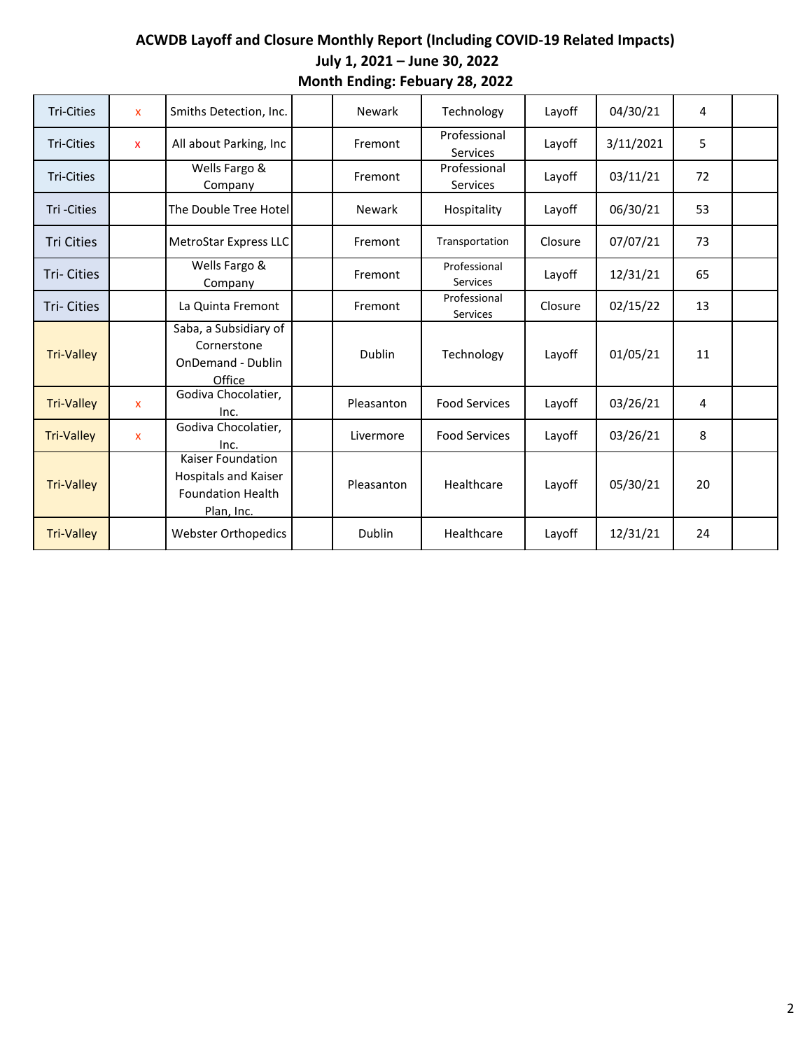# ACWDB Layoff and Closure Monthly Report (Including COVID-19 Related Impacts)
## July 1, 2021 – June 30, 2022
## Month Ending: Febuary 28, 2022

| | | | | | | | | | |
|---|---|---|---|---|---|---|---|---|---|
| Tri-Cities | x | Smiths Detection, Inc. | | Newark | Technology | Layoff | 04/30/21 | 4 | |
| Tri-Cities | x | All about Parking, Inc | | Fremont | Professional Services | Layoff | 3/11/2021 | 5 | |
| Tri-Cities | | Wells Fargo & Company | | Fremont | Professional Services | Layoff | 03/11/21 | 72 | |
| Tri -Cities | | The Double Tree Hotel | | Newark | Hospitality | Layoff | 06/30/21 | 53 | |
| Tri Cities | | MetroStar Express LLC | | Fremont | Transportation | Closure | 07/07/21 | 73 | |
| Tri- Cities | | Wells Fargo & Company | | Fremont | Professional Services | Layoff | 12/31/21 | 65 | |
| Tri- Cities | | La Quinta Fremont | | Fremont | Professional Services | Closure | 02/15/22 | 13 | |
| Tri-Valley | | Saba, a Subsidiary of Cornerstone OnDemand - Dublin Office | | Dublin | Technology | Layoff | 01/05/21 | 11 | |
| Tri-Valley | x | Godiva Chocolatier, Inc. | | Pleasanton | Food Services | Layoff | 03/26/21 | 4 | |
| Tri-Valley | x | Godiva Chocolatier, Inc. | | Livermore | Food Services | Layoff | 03/26/21 | 8 | |
| Tri-Valley | | Kaiser Foundation Hospitals and Kaiser Foundation Health Plan, Inc. | | Pleasanton | Healthcare | Layoff | 05/30/21 | 20 | |
| Tri-Valley | | Webster Orthopedics | | Dublin | Healthcare | Layoff | 12/31/21 | 24 | |